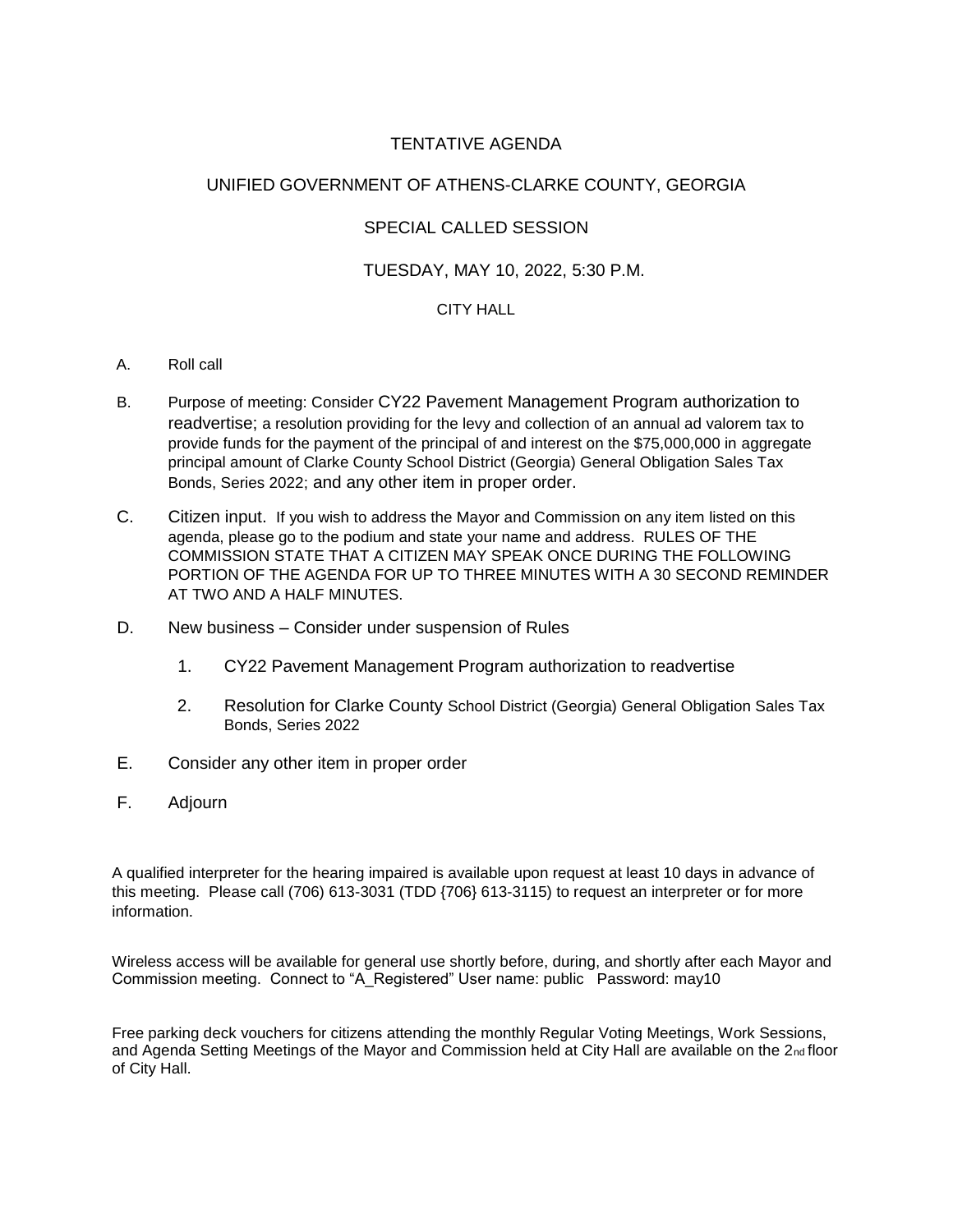# TENTATIVE AGENDA

## UNIFIED GOVERNMENT OF ATHENS-CLARKE COUNTY, GEORGIA

## SPECIAL CALLED SESSION

### TUESDAY, MAY 10, 2022, 5:30 P.M.

### CITY HALL

A. Roll call

B. Purpose of meeting: Consider CY22 Pavement Management Program authorization to readvertise; a resolution providing for the levy and collection of an annual ad valorem tax to provide funds for the payment of the principal of and interest on the $75,000,000 in aggregate principal amount of Clarke County School District (Georgia) General Obligation Sales Tax Bonds, Series 2022; and any other item in proper order.

C. Citizen input. If you wish to address the Mayor and Commission on any item listed on this agenda, please go to the podium and state your name and address. RULES OF THE COMMISSION STATE THAT A CITIZEN MAY SPEAK ONCE DURING THE FOLLOWING PORTION OF THE AGENDA FOR UP TO THREE MINUTES WITH A 30 SECOND REMINDER AT TWO AND A HALF MINUTES.

D. New business – Consider under suspension of Rules

   1. CY22 Pavement Management Program authorization to readvertise

   2. Resolution for Clarke County School District (Georgia) General Obligation Sales Tax Bonds, Series 2022

E. Consider any other item in proper order

F. Adjourn

A qualified interpreter for the hearing impaired is available upon request at least 10 days in advance of this meeting. Please call (706) 613-3031 (TDD {706} 613-3115) to request an interpreter or for more information.

Wireless access will be available for general use shortly before, during, and shortly after each Mayor and Commission meeting. Connect to "A_Registered" User name: public Password: may10

Free parking deck vouchers for citizens attending the monthly Regular Voting Meetings, Work Sessions, and Agenda Setting Meetings of the Mayor and Commission held at City Hall are available on the 2nd floor of City Hall.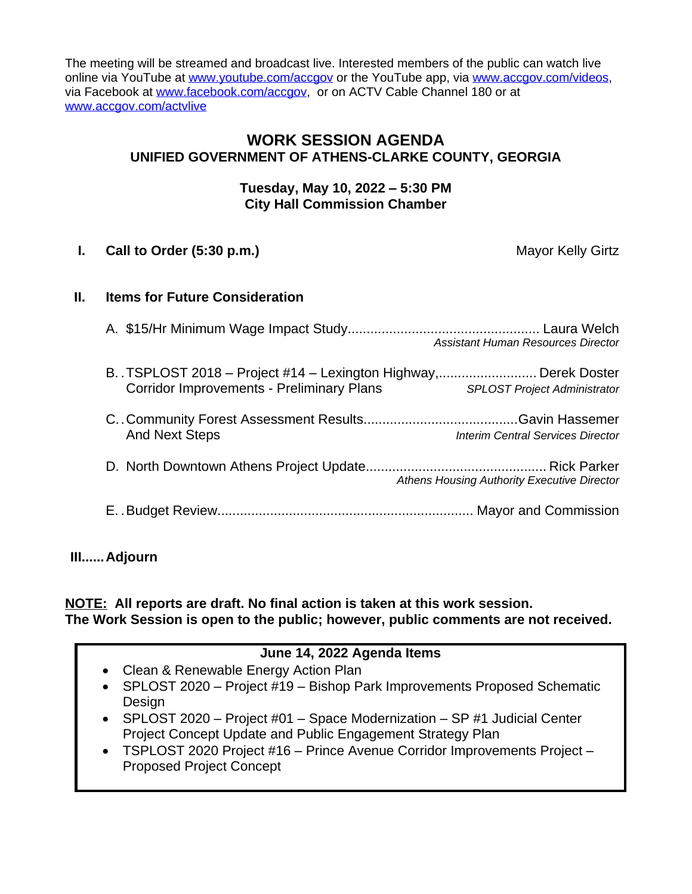The meeting will be streamed and broadcast live. Interested members of the public can watch live online via YouTube at www.youtube.com/accgov or the YouTube app, via www.accgov.com/videos, via Facebook at www.facebook.com/accgov, or on ACTV Cable Channel 180 or at www.accgov.com/actvlive

# WORK SESSION AGENDA

## UNIFIED GOVERNMENT OF ATHENS-CLARKE COUNTY, GEORGIA

**Tuesday, May 10, 2022 – 5:30 PM**
**City Hall Commission Chamber**

**I. Call to Order (5:30 p.m.)** ........ Mayor Kelly Girtz

**II. Items for Future Consideration**

A. $15/Hr Minimum Wage Impact Study.................................................. Laura Welch
*Assistant Human Resources Director*

B. TSPLOST 2018 – Project #14 – Lexington Highway, Corridor Improvements - Preliminary Plans .......................... Derek Doster
*SPLOST Project Administrator*

C. Community Forest Assessment Results And Next Steps.........................................Gavin Hassemer
*Interim Central Services Director*

D. North Downtown Athens Project Update................................................ Rick Parker
*Athens Housing Authority Executive Director*

E. Budget Review.................................................................... Mayor and Commission

**III. Adjourn**

**<u>NOTE:</u> All reports are draft. No final action is taken at this work session.**
**The Work Session is open to the public; however, public comments are not received.**

**June 14, 2022 Agenda Items**

- Clean & Renewable Energy Action Plan
- SPLOST 2020 – Project #19 – Bishop Park Improvements Proposed Schematic Design
- SPLOST 2020 – Project #01 – Space Modernization – SP #1 Judicial Center Project Concept Update and Public Engagement Strategy Plan
- TSPLOST 2020 Project #16 – Prince Avenue Corridor Improvements Project – Proposed Project Concept